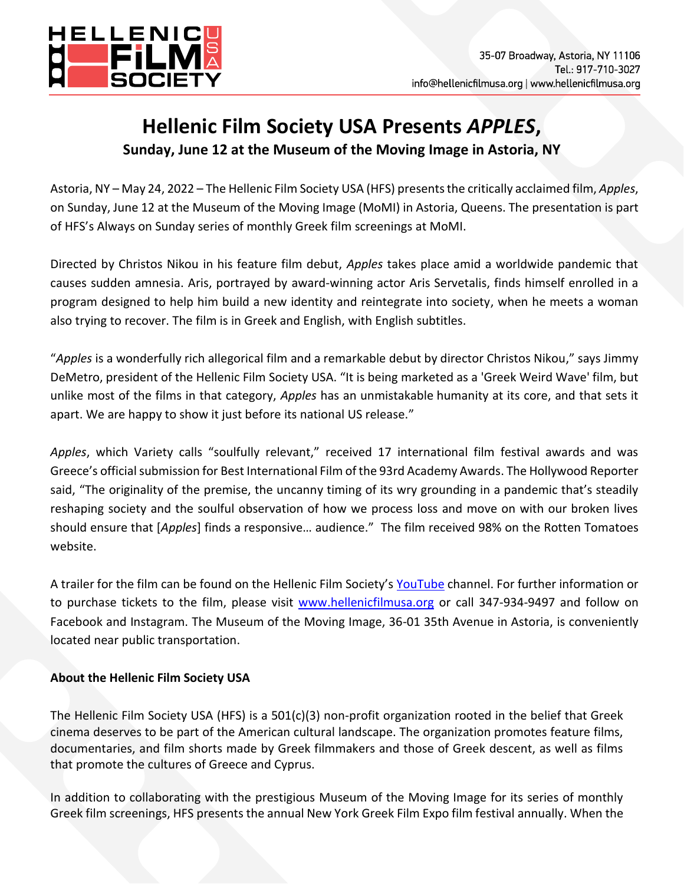HELLENIC FiLM SOCIETY USA

35-07 Broadway, Astoria, NY 11106
Tel.: 917-710-3027
info@hellenicfilmusa.org | www.hellenicfilmusa.org

# Hellenic Film Society USA Presents *APPLES*,

## Sunday, June 12 at the Museum of the Moving Image in Astoria, NY

Astoria, NY – May 24, 2022 – The Hellenic Film Society USA (HFS) presents the critically acclaimed film, *Apples*, on Sunday, June 12 at the Museum of the Moving Image (MoMI) in Astoria, Queens. The presentation is part of HFS's Always on Sunday series of monthly Greek film screenings at MoMI.

Directed by Christos Nikou in his feature film debut, *Apples* takes place amid a worldwide pandemic that causes sudden amnesia. Aris, portrayed by award-winning actor Aris Servetalis, finds himself enrolled in a program designed to help him build a new identity and reintegrate into society, when he meets a woman also trying to recover. The film is in Greek and English, with English subtitles.

"*Apples* is a wonderfully rich allegorical film and a remarkable debut by director Christos Nikou," says Jimmy DeMetro, president of the Hellenic Film Society USA. "It is being marketed as a 'Greek Weird Wave' film, but unlike most of the films in that category, *Apples* has an unmistakable humanity at its core, and that sets it apart. We are happy to show it just before its national US release."

*Apples*, which Variety calls "soulfully relevant," received 17 international film festival awards and was Greece's official submission for Best International Film of the 93rd Academy Awards. The Hollywood Reporter said, "The originality of the premise, the uncanny timing of its wry grounding in a pandemic that's steadily reshaping society and the soulful observation of how we process loss and move on with our broken lives should ensure that [*Apples*] finds a responsive… audience." The film received 98% on the Rotten Tomatoes website.

A trailer for the film can be found on the Hellenic Film Society's YouTube channel. For further information or to purchase tickets to the film, please visit www.hellenicfilmusa.org or call 347-934-9497 and follow on Facebook and Instagram. The Museum of the Moving Image, 36-01 35th Avenue in Astoria, is conveniently located near public transportation.

**About the Hellenic Film Society USA**

The Hellenic Film Society USA (HFS) is a 501(c)(3) non-profit organization rooted in the belief that Greek cinema deserves to be part of the American cultural landscape. The organization promotes feature films, documentaries, and film shorts made by Greek filmmakers and those of Greek descent, as well as films that promote the cultures of Greece and Cyprus.

In addition to collaborating with the prestigious Museum of the Moving Image for its series of monthly Greek film screenings, HFS presents the annual New York Greek Film Expo film festival annually. When the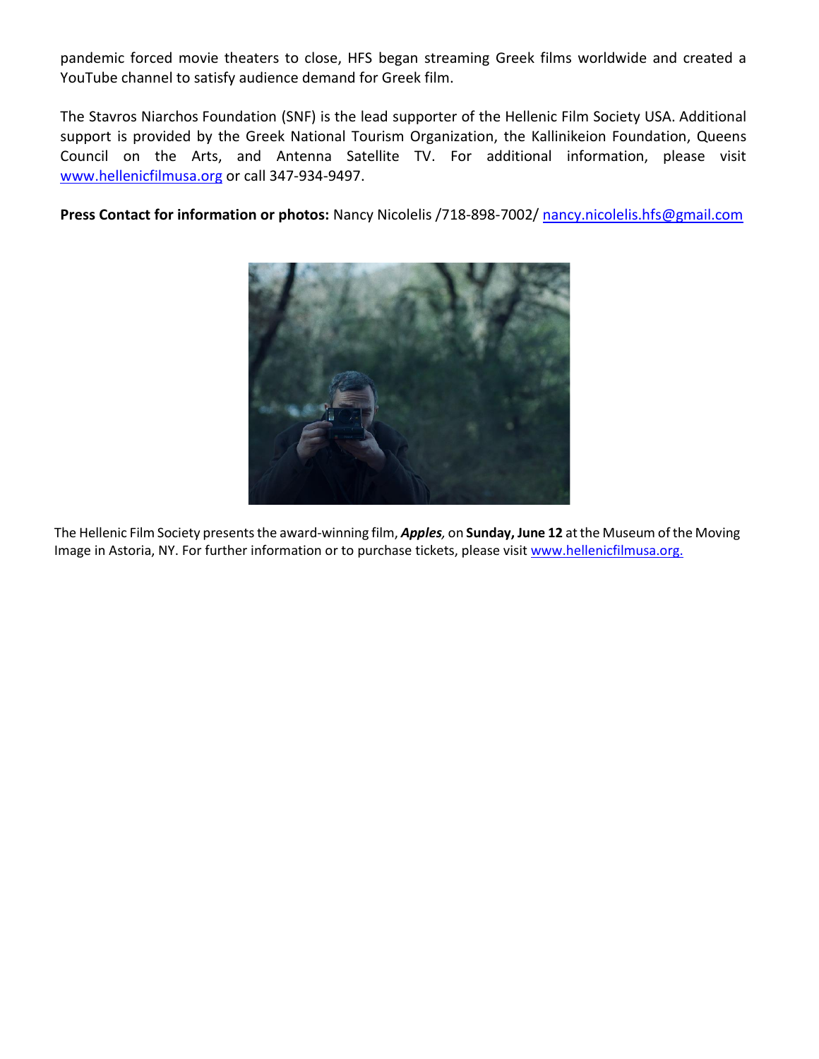pandemic forced movie theaters to close, HFS began streaming Greek films worldwide and created a YouTube channel to satisfy audience demand for Greek film.

The Stavros Niarchos Foundation (SNF) is the lead supporter of the Hellenic Film Society USA. Additional support is provided by the Greek National Tourism Organization, the Kallinikeion Foundation, Queens Council on the Arts, and Antenna Satellite TV. For additional information, please visit www.hellenicfilmusa.org or call 347-934-9497.

**Press Contact for information or photos:** Nancy Nicolelis /718-898-7002/ nancy.nicolelis.hfs@gmail.com

The Hellenic Film Society presents the award-winning film, ***Apples***, on **Sunday, June 12** at the Museum of the Moving Image in Astoria, NY. For further information or to purchase tickets, please visit www.hellenicfilmusa.org.